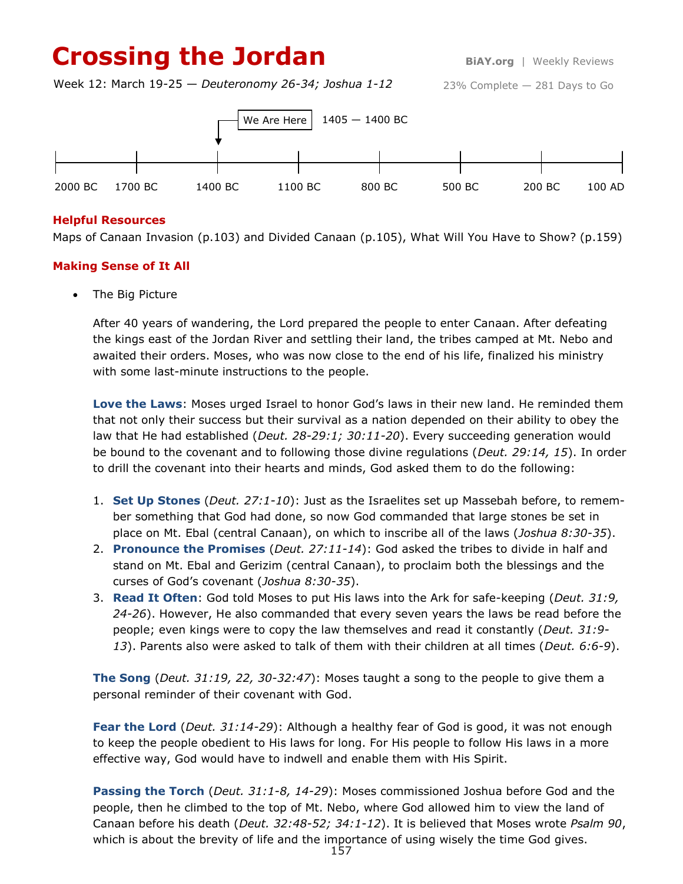# Crossing the Jordan

**BiAY.org** | Weekly Reviews

Week 12: March 19-25 — *Deuteronomy 26-34; Joshua 1-12*

23% Complete — 281 Days to Go

We Are Here — 1405 — 1400 BC

2000 BC | 1700 BC | 1400 BC | 1100 BC | 800 BC | 500 BC | 200 BC | 100 AD

### Helpful Resources

Maps of Canaan Invasion (p.103) and Divided Canaan (p.105), What Will You Have to Show? (p.159)

### Making Sense of It All

- The Big Picture

After 40 years of wandering, the Lord prepared the people to enter Canaan. After defeating the kings east of the Jordan River and settling their land, the tribes camped at Mt. Nebo and awaited their orders. Moses, who was now close to the end of his life, finalized his ministry with some last-minute instructions to the people.

**Love the Laws**: Moses urged Israel to honor God's laws in their new land. He reminded them that not only their success but their survival as a nation depended on their ability to obey the law that He had established (*Deut. 28-29:1; 30:11-20*). Every succeeding generation would be bound to the covenant and to following those divine regulations (*Deut. 29:14, 15*). In order to drill the covenant into their hearts and minds, God asked them to do the following:

1. **Set Up Stones** (*Deut. 27:1-10*): Just as the Israelites set up Massebah before, to remember something that God had done, so now God commanded that large stones be set in place on Mt. Ebal (central Canaan), on which to inscribe all of the laws (*Joshua 8:30-35*).
2. **Pronounce the Promises** (*Deut. 27:11-14*): God asked the tribes to divide in half and stand on Mt. Ebal and Gerizim (central Canaan), to proclaim both the blessings and the curses of God's covenant (*Joshua 8:30-35*).
3. **Read It Often**: God told Moses to put His laws into the Ark for safe-keeping (*Deut. 31:9, 24-26*). However, He also commanded that every seven years the laws be read before the people; even kings were to copy the law themselves and read it constantly (*Deut. 31:9-13*). Parents also were asked to talk of them with their children at all times (*Deut. 6:6-9*).

**The Song** (*Deut. 31:19, 22, 30-32:47*): Moses taught a song to the people to give them a personal reminder of their covenant with God.

**Fear the Lord** (*Deut. 31:14-29*): Although a healthy fear of God is good, it was not enough to keep the people obedient to His laws for long. For His people to follow His laws in a more effective way, God would have to indwell and enable them with His Spirit.

**Passing the Torch** (*Deut. 31:1-8, 14-29*): Moses commissioned Joshua before God and the people, then he climbed to the top of Mt. Nebo, where God allowed him to view the land of Canaan before his death (*Deut. 32:48-52; 34:1-12*). It is believed that Moses wrote *Psalm 90*, which is about the brevity of life and the importance of using wisely the time God gives.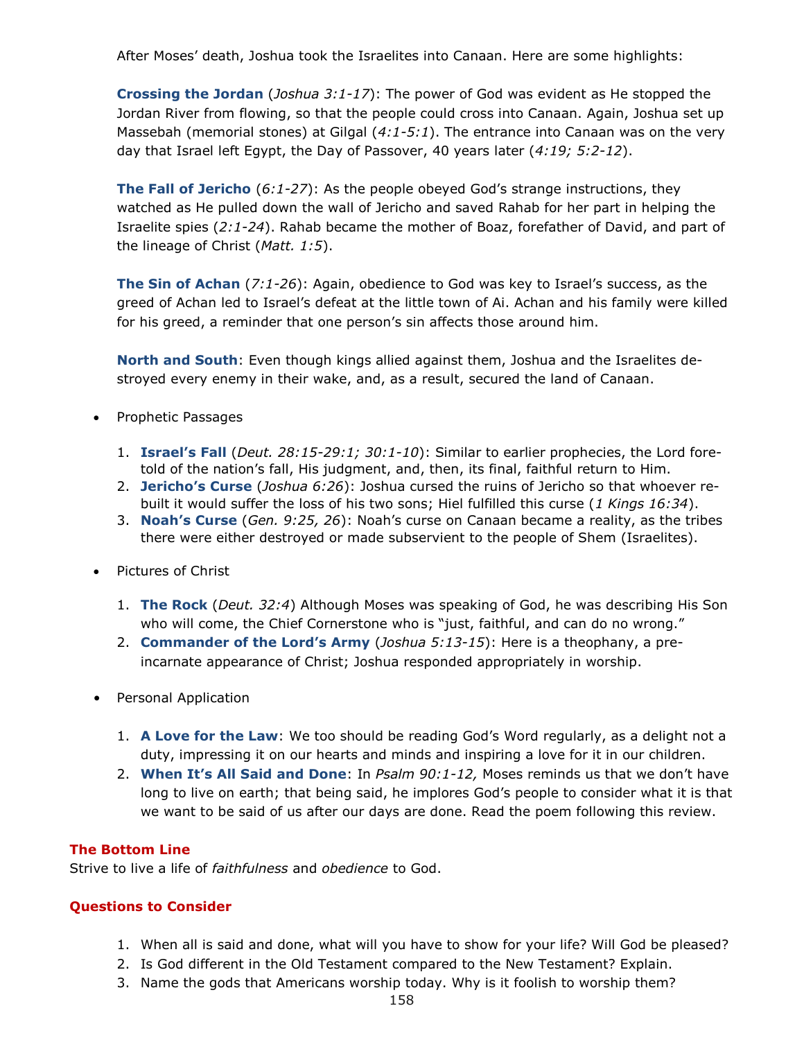After Moses' death, Joshua took the Israelites into Canaan. Here are some highlights:

**Crossing the Jordan** (*Joshua 3:1-17*): The power of God was evident as He stopped the Jordan River from flowing, so that the people could cross into Canaan. Again, Joshua set up Massebah (memorial stones) at Gilgal (*4:1-5:1*). The entrance into Canaan was on the very day that Israel left Egypt, the Day of Passover, 40 years later (*4:19; 5:2-12*).

**The Fall of Jericho** (*6:1-27*): As the people obeyed God's strange instructions, they watched as He pulled down the wall of Jericho and saved Rahab for her part in helping the Israelite spies (*2:1-24*). Rahab became the mother of Boaz, forefather of David, and part of the lineage of Christ (*Matt. 1:5*).

**The Sin of Achan** (*7:1-26*): Again, obedience to God was key to Israel's success, as the greed of Achan led to Israel's defeat at the little town of Ai. Achan and his family were killed for his greed, a reminder that one person's sin affects those around him.

**North and South**: Even though kings allied against them, Joshua and the Israelites destroyed every enemy in their wake, and, as a result, secured the land of Canaan.

- Prophetic Passages

  1. **Israel's Fall** (*Deut. 28:15-29:1; 30:1-10*): Similar to earlier prophecies, the Lord foretold of the nation's fall, His judgment, and, then, its final, faithful return to Him.
  2. **Jericho's Curse** (*Joshua 6:26*): Joshua cursed the ruins of Jericho so that whoever rebuilt it would suffer the loss of his two sons; Hiel fulfilled this curse (*1 Kings 16:34*).
  3. **Noah's Curse** (*Gen. 9:25, 26*): Noah's curse on Canaan became a reality, as the tribes there were either destroyed or made subservient to the people of Shem (Israelites).

- Pictures of Christ

  1. **The Rock** (*Deut. 32:4*) Although Moses was speaking of God, he was describing His Son who will come, the Chief Cornerstone who is "just, faithful, and can do no wrong."
  2. **Commander of the Lord's Army** (*Joshua 5:13-15*): Here is a theophany, a pre-incarnate appearance of Christ; Joshua responded appropriately in worship.

- Personal Application

  1. **A Love for the Law**: We too should be reading God's Word regularly, as a delight not a duty, impressing it on our hearts and minds and inspiring a love for it in our children.
  2. **When It's All Said and Done**: In *Psalm 90:1-12,* Moses reminds us that we don't have long to live on earth; that being said, he implores God's people to consider what it is that we want to be said of us after our days are done. Read the poem following this review.

### The Bottom Line

Strive to live a life of *faithfulness* and *obedience* to God.

### Questions to Consider

1. When all is said and done, what will you have to show for your life? Will God be pleased?
2. Is God different in the Old Testament compared to the New Testament? Explain.
3. Name the gods that Americans worship today. Why is it foolish to worship them?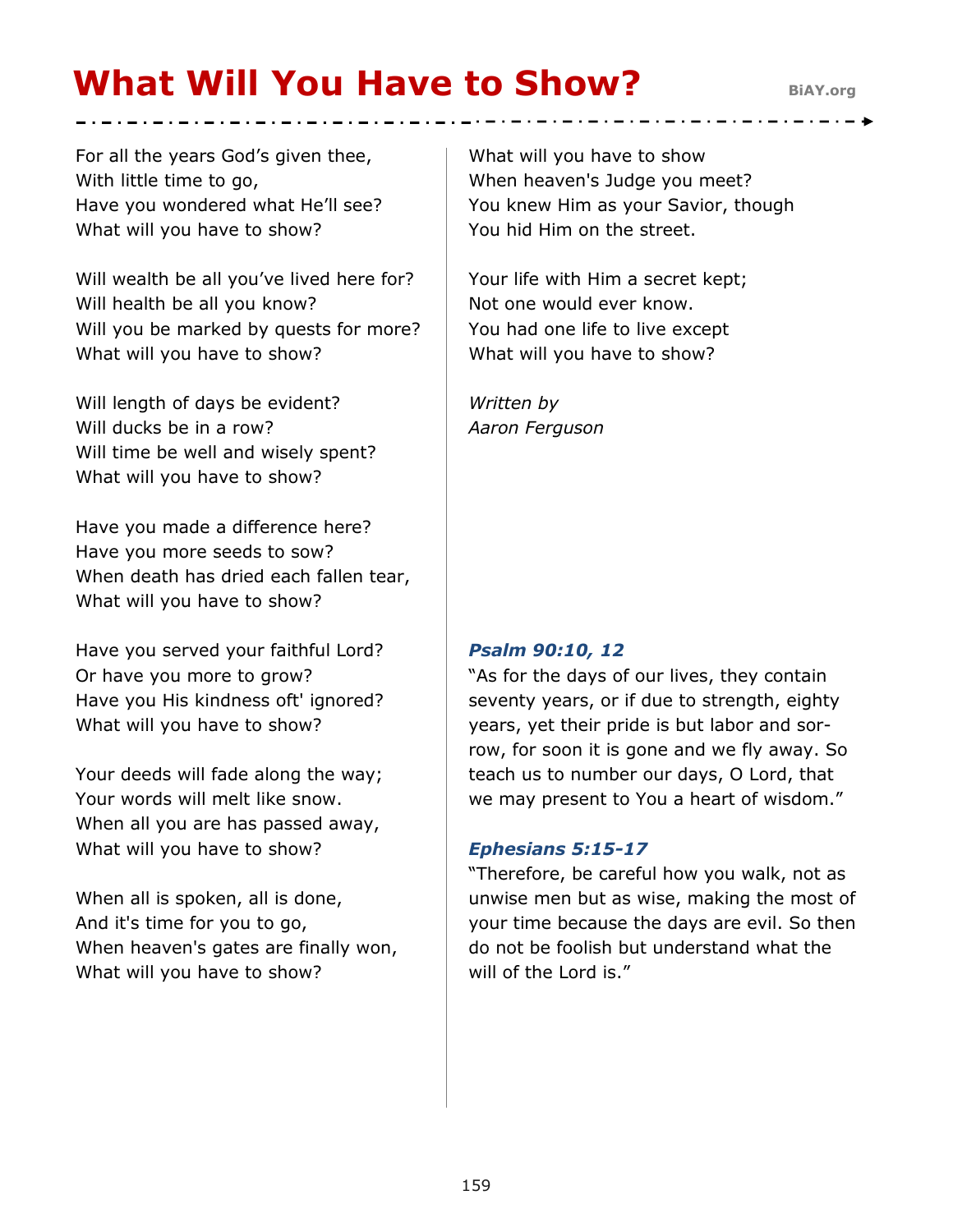# What Will You Have to Show?

BiAY.org

For all the years God's given thee,
With little time to go,
Have you wondered what He'll see?
What will you have to show?

Will wealth be all you've lived here for?
Will health be all you know?
Will you be marked by quests for more?
What will you have to show?

Will length of days be evident?
Will ducks be in a row?
Will time be well and wisely spent?
What will you have to show?

Have you made a difference here?
Have you more seeds to sow?
When death has dried each fallen tear,
What will you have to show?

Have you served your faithful Lord?
Or have you more to grow?
Have you His kindness oft' ignored?
What will you have to show?

Your deeds will fade along the way;
Your words will melt like snow.
When all you are has passed away,
What will you have to show?

When all is spoken, all is done,
And it's time for you to go,
When heaven's gates are finally won,
What will you have to show?

What will you have to show
When heaven's Judge you meet?
You knew Him as your Savior, though
You hid Him on the street.

Your life with Him a secret kept;
Not one would ever know.
You had one life to live except
What will you have to show?

*Written by*
*Aaron Ferguson*

***Psalm 90:10, 12***

"As for the days of our lives, they contain seventy years, or if due to strength, eighty years, yet their pride is but labor and sorrow, for soon it is gone and we fly away. So teach us to number our days, O Lord, that we may present to You a heart of wisdom."

***Ephesians 5:15-17***

"Therefore, be careful how you walk, not as unwise men but as wise, making the most of your time because the days are evil. So then do not be foolish but understand what the will of the Lord is."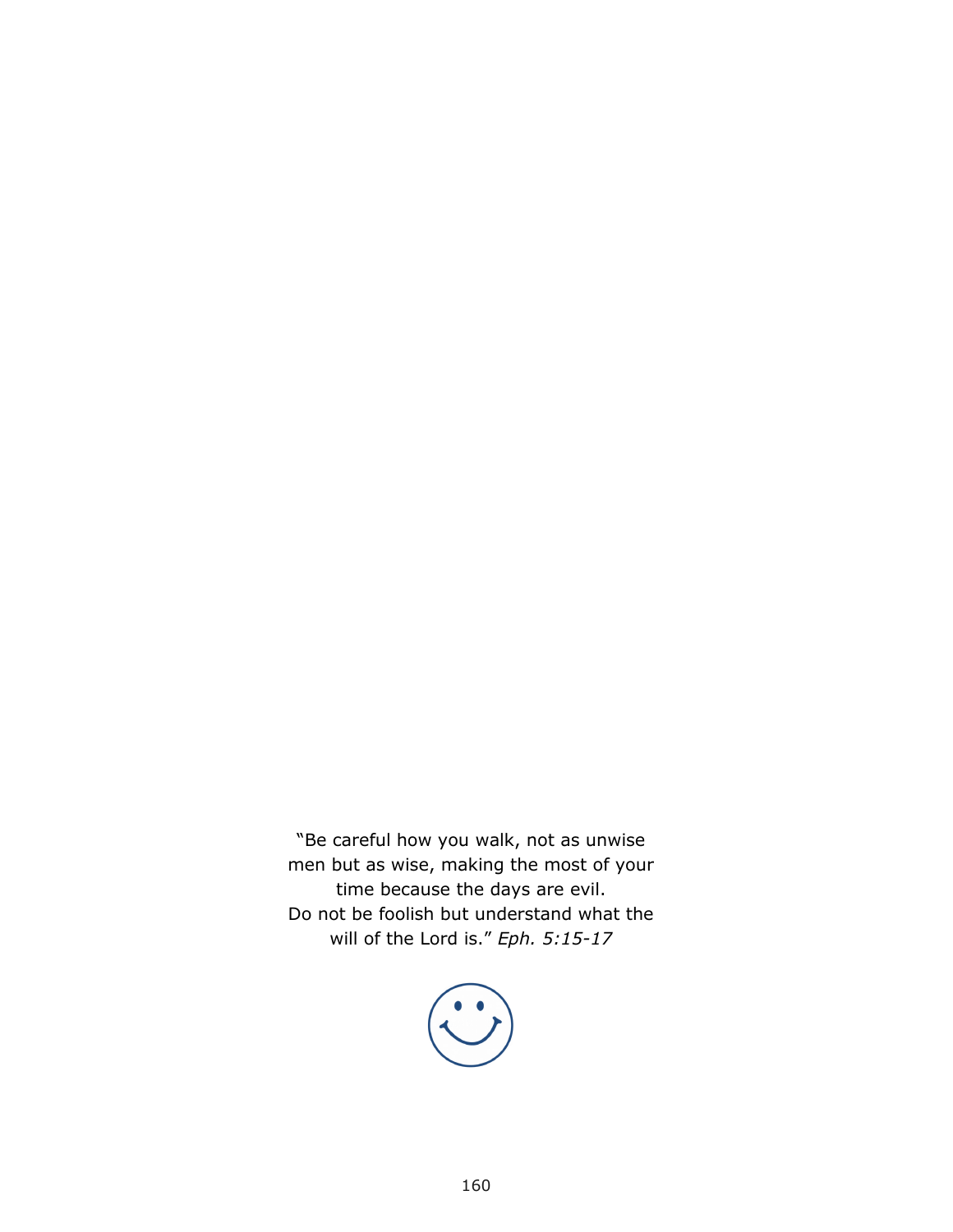"Be careful how you walk, not as unwise men but as wise, making the most of your time because the days are evil.
Do not be foolish but understand what the will of the Lord is." *Eph. 5:15-17*